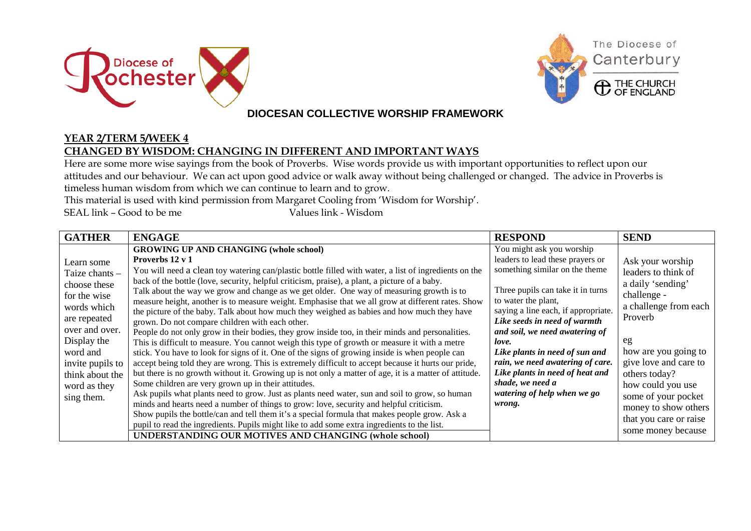Diocese of Rochester

The Diocese of Canterbury
THE CHURCH OF ENGLAND

# DIOCESAN COLLECTIVE WORSHIP FRAMEWORK

## YEAR 2/TERM 5/WEEK 4

## CHANGED BY WISDOM: CHANGING IN DIFFERENT AND IMPORTANT WAYS

Here are some more wise sayings from the book of Proverbs. Wise words provide us with important opportunities to reflect upon our attitudes and our behaviour. We can act upon good advice or walk away without being challenged or changed. The advice in Proverbs is timeless human wisdom from which we can continue to learn and to grow.

This material is used with kind permission from Margaret Cooling from 'Wisdom for Worship'.

SEAL link – Good to be me Values link - Wisdom

| GATHER | ENGAGE | RESPOND | SEND |
|---|---|---|---|
| Learn some Taize chants – choose these for the wise words which are repeated over and over. Display the word and invite pupils to think about the word as they sing them. | **GROWING UP AND CHANGING (whole school)**<br>**Proverbs 12 v 1**<br>You will need a clean toy watering can/plastic bottle filled with water, a list of ingredients on the back of the bottle (love, security, helpful criticism, praise), a plant, a picture of a baby.<br>Talk about the way we grow and change as we get older. One way of measuring growth is to measure height, another is to measure weight. Emphasise that we all grow at different rates. Show the picture of the baby. Talk about how much they weighed as babies and how much they have grown. Do not compare children with each other.<br>People do not only grow in their bodies, they grow inside too, in their minds and personalities. This is difficult to measure. You cannot weigh this type of growth or measure it with a metre stick. You have to look for signs of it. One of the signs of growing inside is when people can accept being told they are wrong. This is extremely difficult to accept because it hurts our pride, but there is no growth without it. Growing up is not only a matter of age, it is a matter of attitude. Some children are very grown up in their attitudes.<br>Ask pupils what plants need to grow. Just as plants need water, sun and soil to grow, so human minds and hearts need a number of things to grow: love, security and helpful criticism.<br>Show pupils the bottle/can and tell them it's a special formula that makes people grow. Ask a pupil to read the ingredients. Pupils might like to add some extra ingredients to the list. | You might ask you worship leaders to lead these prayers or something similar on the theme<br><br>Three pupils can take it in turns to water the plant, saying a line each, if appropriate.<br>***Like seeds in need of warmth and soil, we need awatering of love.***<br>***Like plants in need of sun and rain, we need awatering of care.***<br>***Like plants in need of heat and shade, we need a watering of help when we go wrong.*** | Ask your worship leaders to think of a daily 'sending' challenge - a challenge from each Proverb<br><br>eg<br>how are you going to give love and care to others today?<br>how could you use some of your pocket money to show others that you care or raise some money because |
| | **UNDERSTANDING OUR MOTIVES AND CHANGING (whole school)** | | |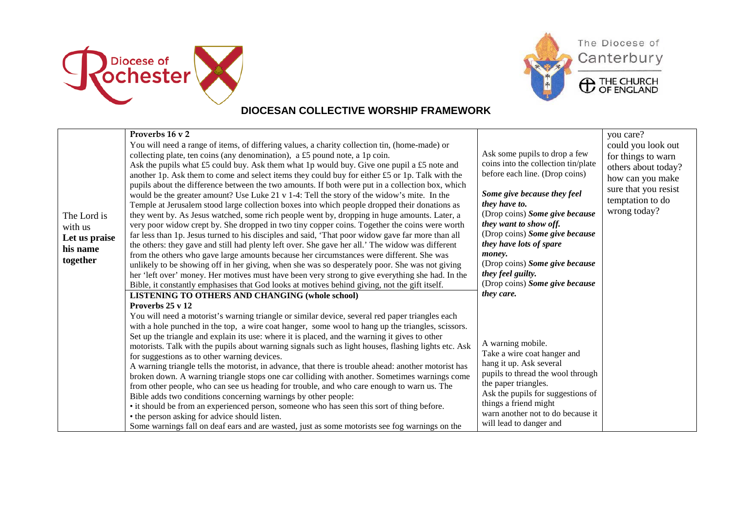## DIOCESAN COLLECTIVE WORSHIP FRAMEWORK

| | | | |
|---|---|---|---|
| The Lord is with us **Let us praise his name together** | **Proverbs 16 v 2** You will need a range of items, of differing values, a charity collection tin, (home-made) or collecting plate, ten coins (any denomination), a £5 pound note, a 1p coin. Ask the pupils what £5 could buy. Ask them what 1p would buy. Give one pupil a £5 note and another 1p. Ask them to come and select items they could buy for either £5 or 1p. Talk with the pupils about the difference between the two amounts. If both were put in a collection box, which would be the greater amount? Use Luke 21 v 1-4: Tell the story of the widow's mite. In the Temple at Jerusalem stood large collection boxes into which people dropped their donations as they went by. As Jesus watched, some rich people went by, dropping in huge amounts. Later, a very poor widow crept by. She dropped in two tiny copper coins. Together the coins were worth far less than 1p. Jesus turned to his disciples and said, 'That poor widow gave far more than all the others: they gave and still had plenty left over. She gave her all.' The widow was different from the others who gave large amounts because her circumstances were different. She was unlikely to be showing off in her giving, when she was so desperately poor. She was not giving her 'left over' money. Her motives must have been very strong to give everything she had. In the Bible, it constantly emphasises that God looks at motives behind giving, not the gift itself. | Ask some pupils to drop a few coins into the collection tin/plate before each line. (Drop coins)<br><br>***Some give because they feel they have to.***<br>(Drop coins) ***Some give because they want to show off.***<br>(Drop coins) ***Some give because they have lots of spare money.***<br>(Drop coins) ***Some give because they feel guilty.***<br>(Drop coins) ***Some give because they care.*** | you care? could you look out for things to warn others about today? how can you make sure that you resist temptation to do wrong today? |
| | **LISTENING TO OTHERS AND CHANGING (whole school)** **Proverbs 25 v 12** You will need a motorist's warning triangle or similar device, several red paper triangles each with a hole punched in the top, a wire coat hanger, some wool to hang up the triangles, scissors. Set up the triangle and explain its use: where it is placed, and the warning it gives to other motorists. Talk with the pupils about warning signals such as light houses, flashing lights etc. Ask for suggestions as to other warning devices. A warning triangle tells the motorist, in advance, that there is trouble ahead: another motorist has broken down. A warning triangle stops one car colliding with another. Sometimes warnings come from other people, who can see us heading for trouble, and who care enough to warn us. The Bible adds two conditions concerning warnings by other people:<br>• it should be from an experienced person, someone who has seen this sort of thing before.<br>• the person asking for advice should listen.<br>Some warnings fall on deaf ears and are wasted, just as some motorists see fog warnings on the | A warning mobile. Take a wire coat hanger and hang it up. Ask several pupils to thread the wool through the paper triangles. Ask the pupils for suggestions of things a friend might warn another not to do because it will lead to danger and | |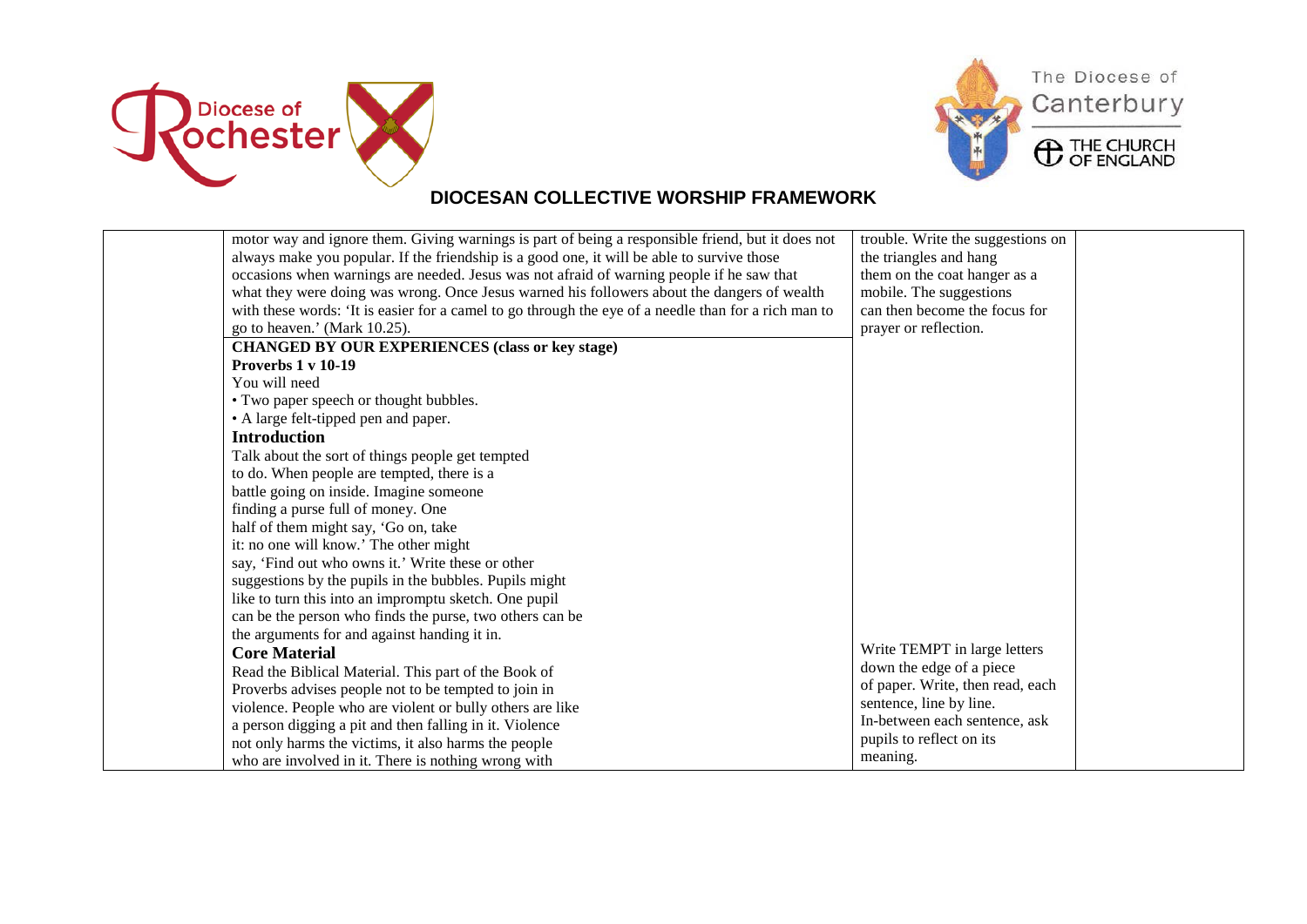## DIOCESAN COLLECTIVE WORSHIP FRAMEWORK

| | | | |
|---|---|---|---|
| | motor way and ignore them. Giving warnings is part of being a responsible friend, but it does not always make you popular. If the friendship is a good one, it will be able to survive those occasions when warnings are needed. Jesus was not afraid of warning people if he saw that what they were doing was wrong. Once Jesus warned his followers about the dangers of wealth with these words: 'It is easier for a camel to go through the eye of a needle than for a rich man to go to heaven.' (Mark 10.25). | trouble. Write the suggestions on the triangles and hang them on the coat hanger as a mobile. The suggestions can then become the focus for prayer or reflection. | |
| | **CHANGED BY OUR EXPERIENCES (class or key stage)**<br>**Proverbs 1 v 10-19**<br>You will need<br>• Two paper speech or thought bubbles.<br>• A large felt-tipped pen and paper.<br>**Introduction**<br>Talk about the sort of things people get tempted to do. When people are tempted, there is a battle going on inside. Imagine someone finding a purse full of money. One half of them might say, 'Go on, take it: no one will know.' The other might say, 'Find out who owns it.' Write these or other suggestions by the pupils in the bubbles. Pupils might like to turn this into an impromptu sketch. One pupil can be the person who finds the purse, two others can be the arguments for and against handing it in.<br>**Core Material**<br>Read the Biblical Material. This part of the Book of Proverbs advises people not to be tempted to join in violence. People who are violent or bully others are like a person digging a pit and then falling in it. Violence not only harms the victims, it also harms the people who are involved in it. There is nothing wrong with | Write TEMPT in large letters down the edge of a piece of paper. Write, then read, each sentence, line by line. In-between each sentence, ask pupils to reflect on its meaning. | |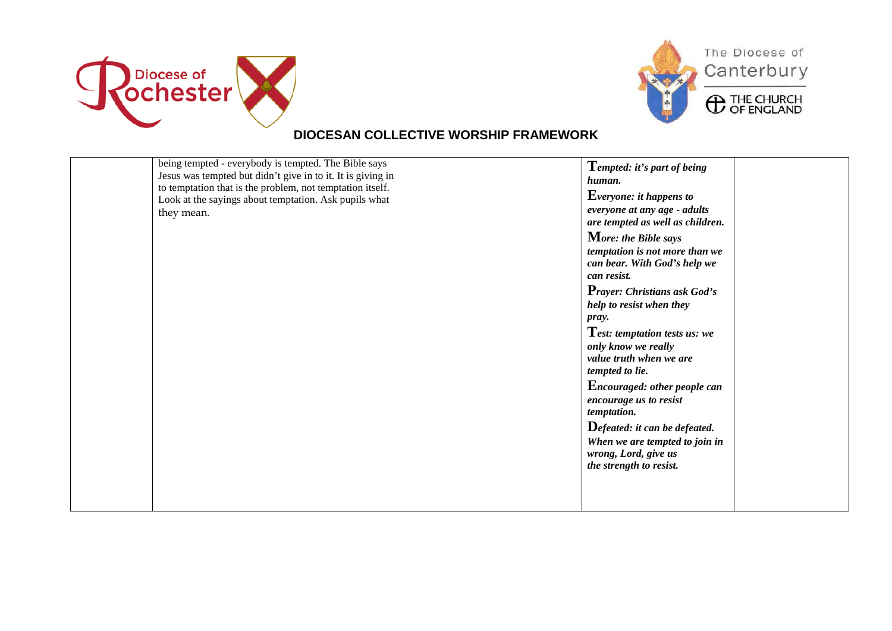## DIOCESAN COLLECTIVE WORSHIP FRAMEWORK

| | | | |
|---|---|---|---|
| | being tempted - everybody is tempted. The Bible says Jesus was tempted but didn't give in to it. It is giving in to temptation that is the problem, not temptation itself. Look at the sayings about temptation. Ask pupils what they mean. | ***T**empted: it's part of being human.*<br>***E**veryone: it happens to everyone at any age - adults are tempted as well as children.*<br>***M**ore: the Bible says temptation is not more than we can bear. With God's help we can resist.*<br>***P**rayer: Christians ask God's help to resist when they pray.*<br>***T**est: temptation tests us: we only know we really value truth when we are tempted to lie.*<br>***E**ncouraged: other people can encourage us to resist temptation.*<br>***D**efeated: it can be defeated. When we are tempted to join in wrong, Lord, give us the strength to resist.* | |